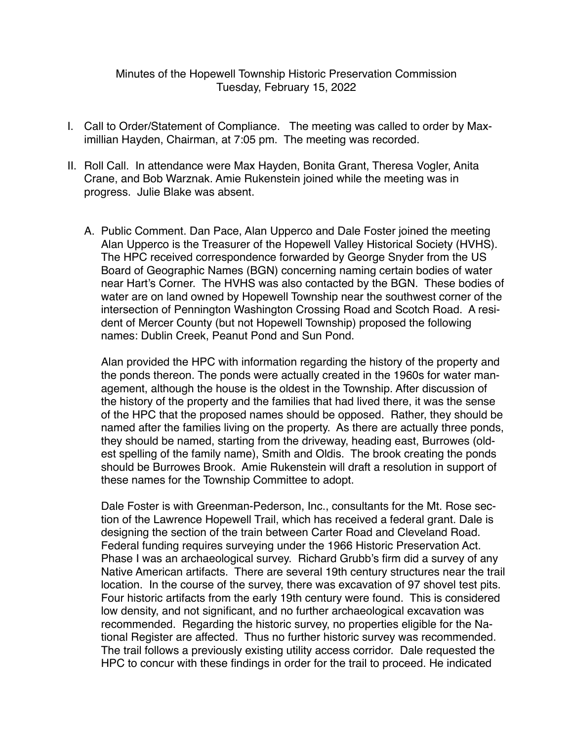Minutes of the Hopewell Township Historic Preservation Commission
Tuesday, February 15, 2022

I. Call to Order/Statement of Compliance. The meeting was called to order by Maximillian Hayden, Chairman, at 7:05 pm. The meeting was recorded.

II. Roll Call. In attendance were Max Hayden, Bonita Grant, Theresa Vogler, Anita Crane, and Bob Warznak. Amie Rukenstein joined while the meeting was in progress. Julie Blake was absent.

   A. Public Comment. Dan Pace, Alan Upperco and Dale Foster joined the meeting Alan Upperco is the Treasurer of the Hopewell Valley Historical Society (HVHS). The HPC received correspondence forwarded by George Snyder from the US Board of Geographic Names (BGN) concerning naming certain bodies of water near Hart's Corner. The HVHS was also contacted by the BGN. These bodies of water are on land owned by Hopewell Township near the southwest corner of the intersection of Pennington Washington Crossing Road and Scotch Road. A resident of Mercer County (but not Hopewell Township) proposed the following names: Dublin Creek, Peanut Pond and Sun Pond.

   Alan provided the HPC with information regarding the history of the property and the ponds thereon. The ponds were actually created in the 1960s for water management, although the house is the oldest in the Township. After discussion of the history of the property and the families that had lived there, it was the sense of the HPC that the proposed names should be opposed. Rather, they should be named after the families living on the property. As there are actually three ponds, they should be named, starting from the driveway, heading east, Burrowes (oldest spelling of the family name), Smith and Oldis. The brook creating the ponds should be Burrowes Brook. Amie Rukenstein will draft a resolution in support of these names for the Township Committee to adopt.

   Dale Foster is with Greenman-Pederson, Inc., consultants for the Mt. Rose section of the Lawrence Hopewell Trail, which has received a federal grant. Dale is designing the section of the train between Carter Road and Cleveland Road. Federal funding requires surveying under the 1966 Historic Preservation Act. Phase I was an archaeological survey. Richard Grubb's firm did a survey of any Native American artifacts. There are several 19th century structures near the trail location. In the course of the survey, there was excavation of 97 shovel test pits. Four historic artifacts from the early 19th century were found. This is considered low density, and not significant, and no further archaeological excavation was recommended. Regarding the historic survey, no properties eligible for the National Register are affected. Thus no further historic survey was recommended. The trail follows a previously existing utility access corridor. Dale requested the HPC to concur with these findings in order for the trail to proceed. He indicated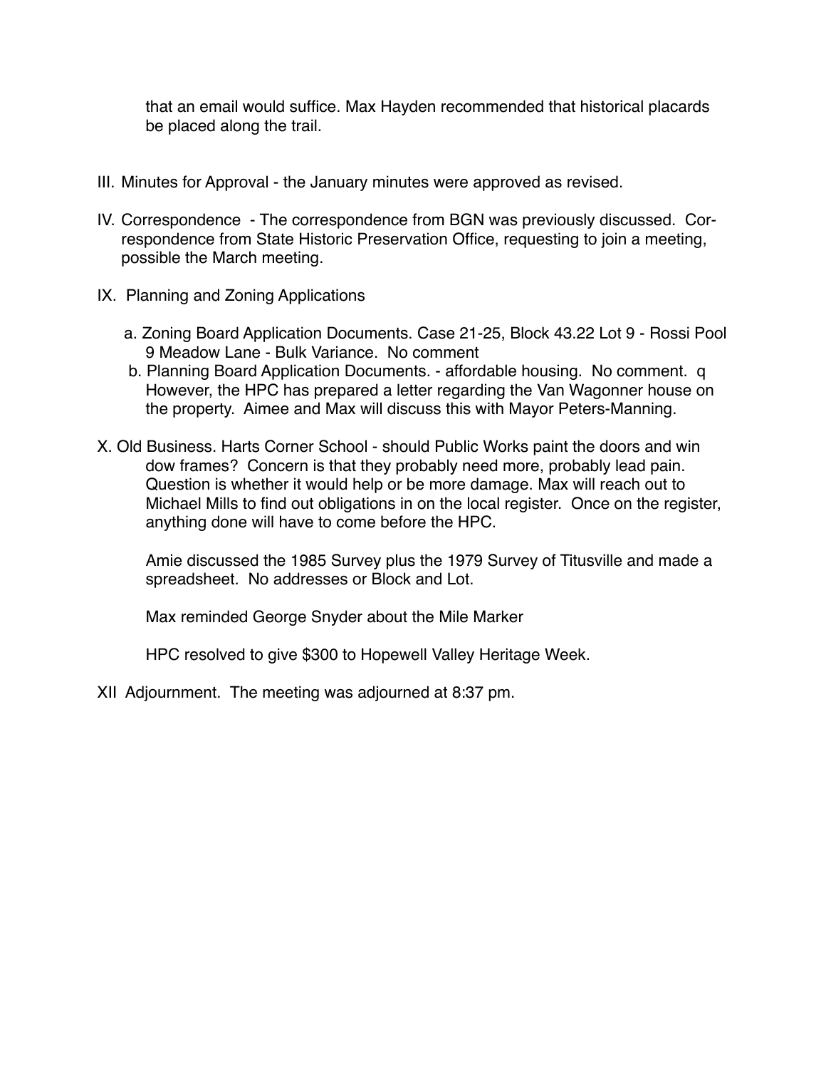that an email would suffice. Max Hayden recommended that historical placards be placed along the trail.

III. Minutes for Approval - the January minutes were approved as revised.

IV. Correspondence - The correspondence from BGN was previously discussed. Correspondence from State Historic Preservation Office, requesting to join a meeting, possible the March meeting.

IX. Planning and Zoning Applications

a. Zoning Board Application Documents. Case 21-25, Block 43.22 Lot 9 - Rossi Pool 9 Meadow Lane - Bulk Variance. No comment

b. Planning Board Application Documents. - affordable housing. No comment. q However, the HPC has prepared a letter regarding the Van Wagonner house on the property. Aimee and Max will discuss this with Mayor Peters-Manning.

X. Old Business. Harts Corner School - should Public Works paint the doors and win dow frames? Concern is that they probably need more, probably lead pain. Question is whether it would help or be more damage. Max will reach out to Michael Mills to find out obligations in on the local register. Once on the register, anything done will have to come before the HPC.

Amie discussed the 1985 Survey plus the 1979 Survey of Titusville and made a spreadsheet. No addresses or Block and Lot.

Max reminded George Snyder about the Mile Marker

HPC resolved to give $300 to Hopewell Valley Heritage Week.

XII Adjournment. The meeting was adjourned at 8:37 pm.